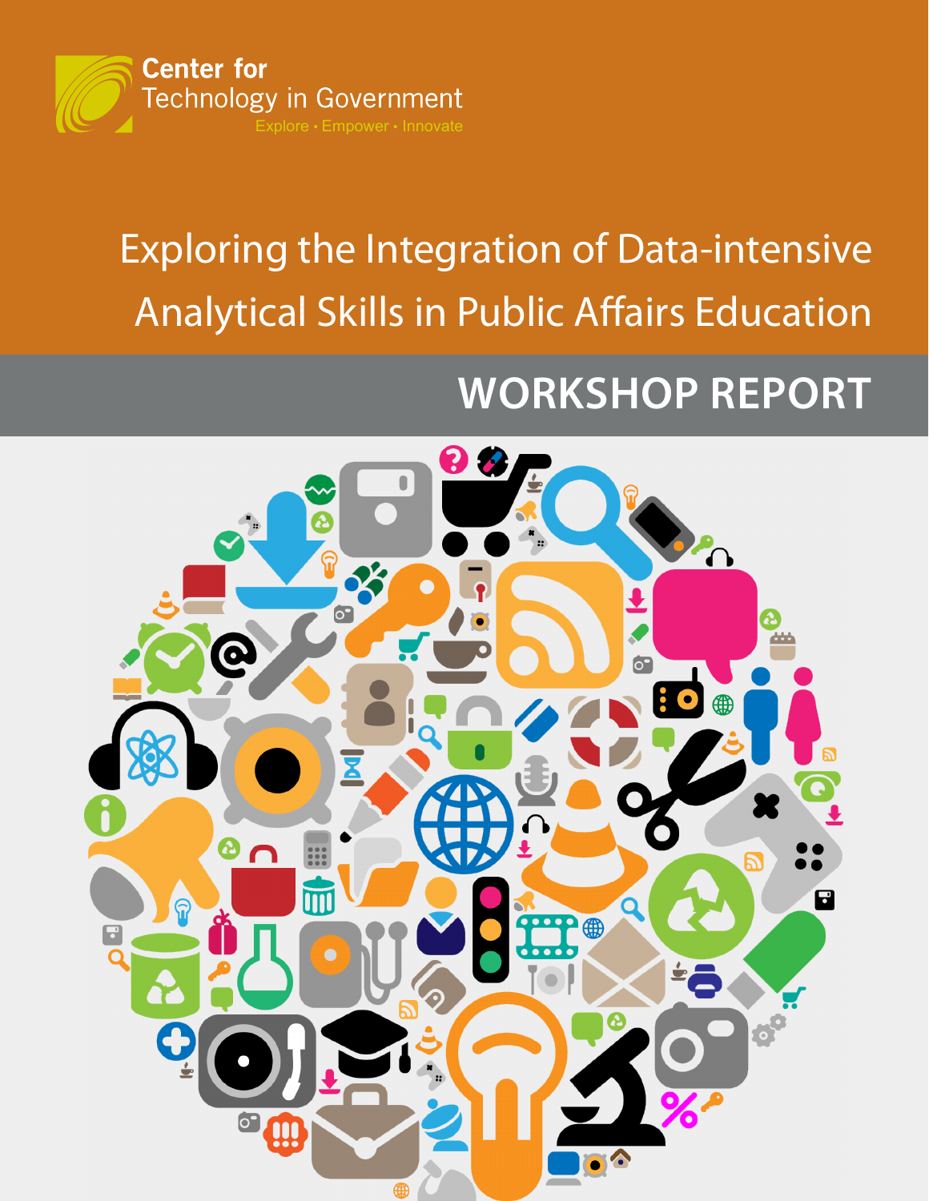Center for Technology in Government

Explore • Empower • Innovate

# Exploring the Integration of Data-intensive Analytical Skills in Public Affairs Education

## WORKSHOP REPORT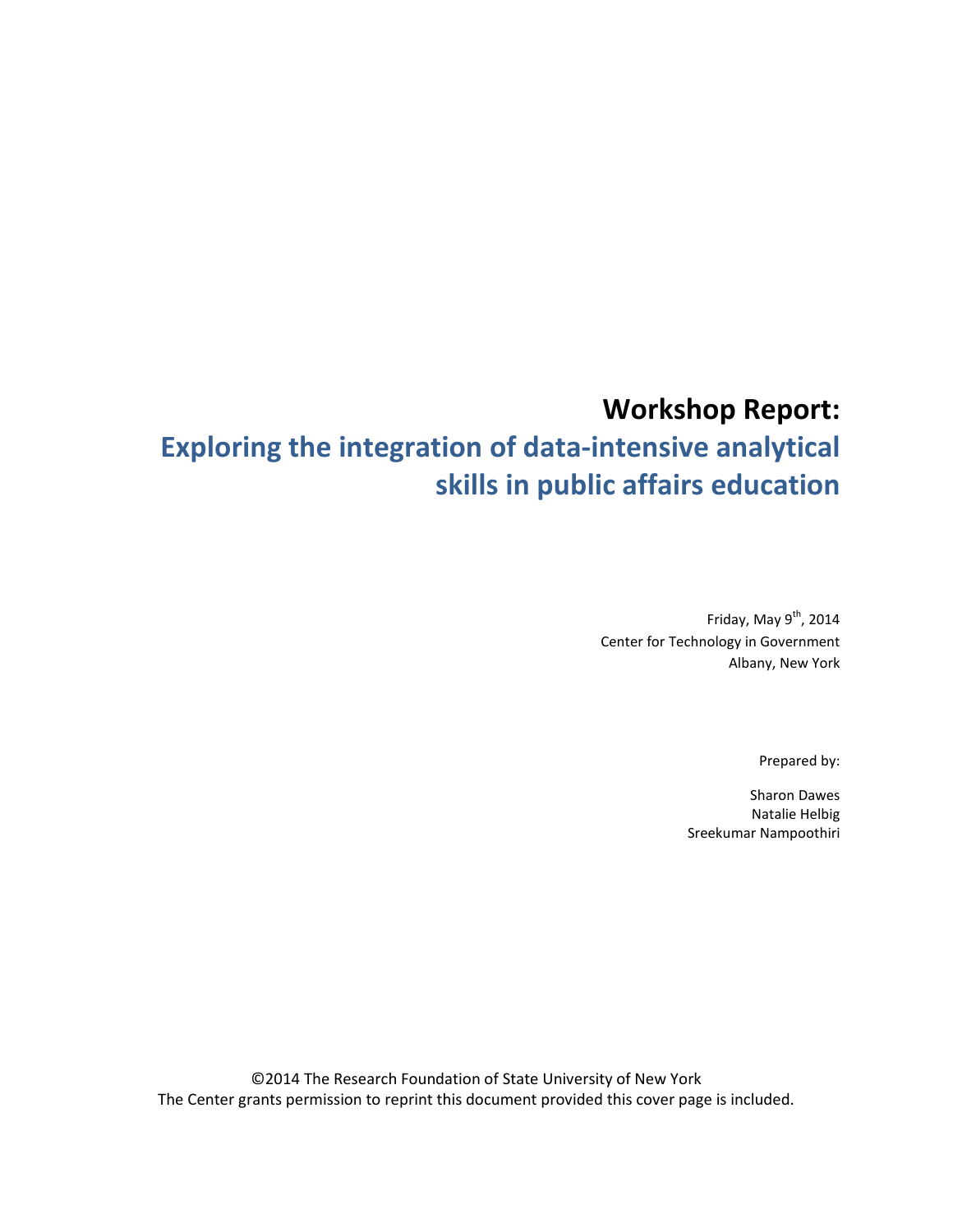# Workshop Report:

## Exploring the integration of data-intensive analytical skills in public affairs education

Friday, May 9th, 2014
Center for Technology in Government
Albany, New York

Prepared by:

Sharon Dawes
Natalie Helbig
Sreekumar Nampoothiri

©2014 The Research Foundation of State University of New York
The Center grants permission to reprint this document provided this cover page is included.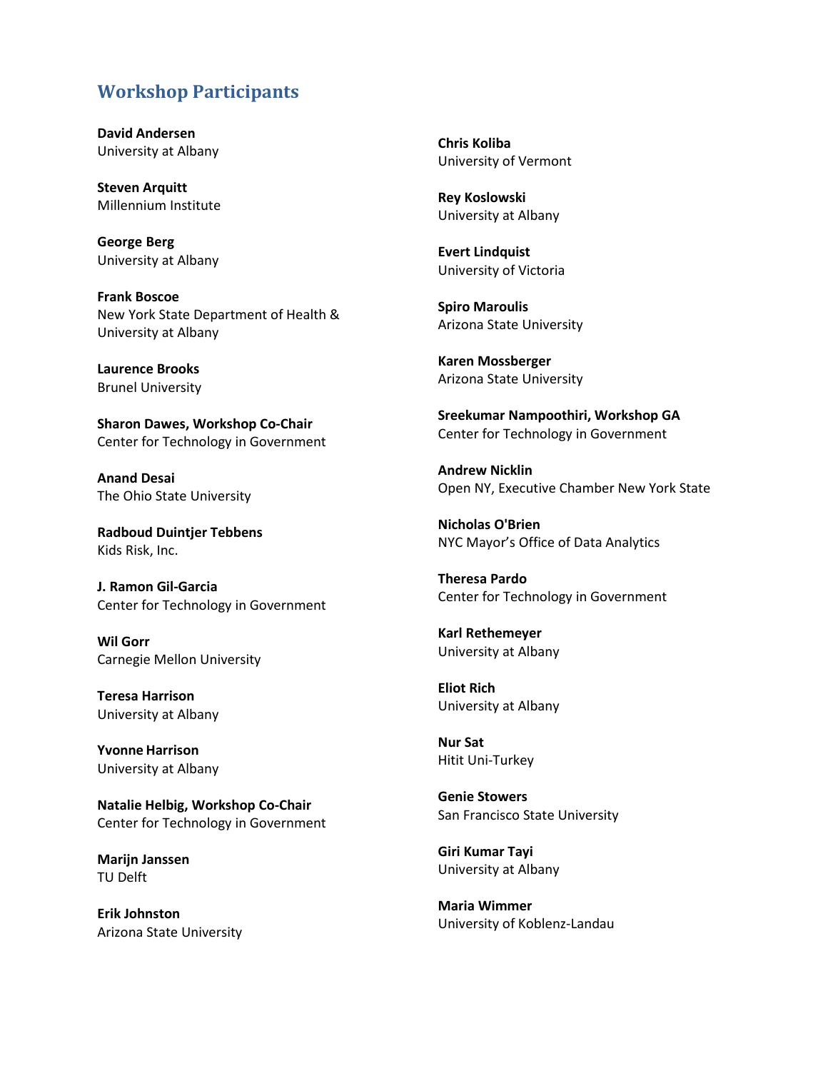## Workshop Participants

**David Andersen**
University at Albany

**Steven Arquitt**
Millennium Institute

**George Berg**
University at Albany

**Frank Boscoe**
New York State Department of Health & University at Albany

**Laurence Brooks**
Brunel University

**Sharon Dawes, Workshop Co-Chair**
Center for Technology in Government

**Anand Desai**
The Ohio State University

**Radboud Duintjer Tebbens**
Kids Risk, Inc.

**J. Ramon Gil-Garcia**
Center for Technology in Government

**Wil Gorr**
Carnegie Mellon University

**Teresa Harrison**
University at Albany

**Yvonne Harrison**
University at Albany

**Natalie Helbig, Workshop Co-Chair**
Center for Technology in Government

**Marijn Janssen**
TU Delft

**Erik Johnston**
Arizona State University

**Chris Koliba**
University of Vermont

**Rey Koslowski**
University at Albany

**Evert Lindquist**
University of Victoria

**Spiro Maroulis**
Arizona State University

**Karen Mossberger**
Arizona State University

**Sreekumar Nampoothiri, Workshop GA**
Center for Technology in Government

**Andrew Nicklin**
Open NY, Executive Chamber New York State

**Nicholas O'Brien**
NYC Mayor's Office of Data Analytics

**Theresa Pardo**
Center for Technology in Government

**Karl Rethemeyer**
University at Albany

**Eliot Rich**
University at Albany

**Nur Sat**
Hitit Uni-Turkey

**Genie Stowers**
San Francisco State University

**Giri Kumar Tayi**
University at Albany

**Maria Wimmer**
University of Koblenz-Landau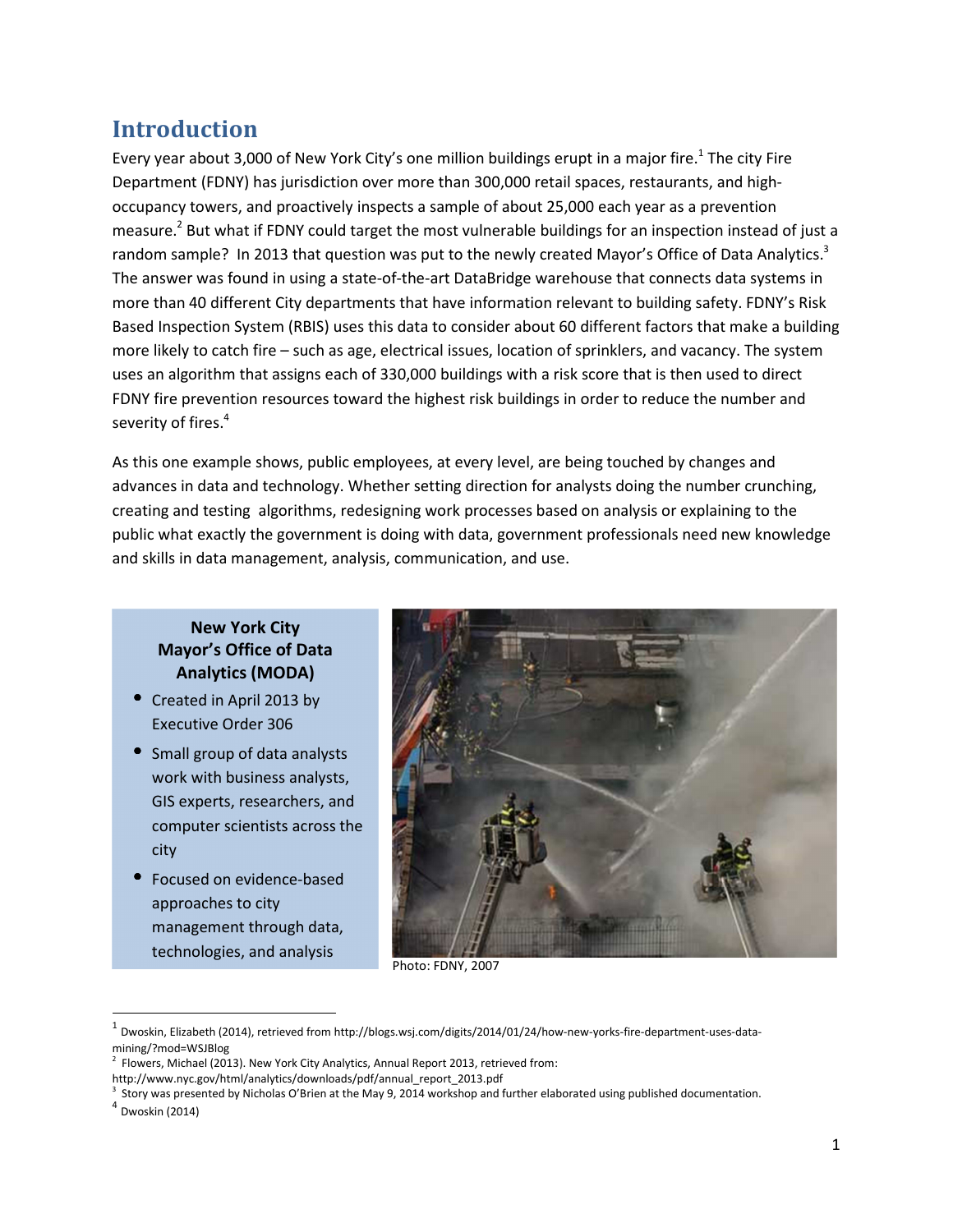# Introduction

Every year about 3,000 of New York City's one million buildings erupt in a major fire.[1] The city Fire Department (FDNY) has jurisdiction over more than 300,000 retail spaces, restaurants, and high-occupancy towers, and proactively inspects a sample of about 25,000 each year as a prevention measure.[2] But what if FDNY could target the most vulnerable buildings for an inspection instead of just a random sample? In 2013 that question was put to the newly created Mayor's Office of Data Analytics.[3] The answer was found in using a state-of-the-art DataBridge warehouse that connects data systems in more than 40 different City departments that have information relevant to building safety. FDNY's Risk Based Inspection System (RBIS) uses this data to consider about 60 different factors that make a building more likely to catch fire – such as age, electrical issues, location of sprinklers, and vacancy. The system uses an algorithm that assigns each of 330,000 buildings with a risk score that is then used to direct FDNY fire prevention resources toward the highest risk buildings in order to reduce the number and severity of fires.[4]

As this one example shows, public employees, at every level, are being touched by changes and advances in data and technology. Whether setting direction for analysts doing the number crunching, creating and testing algorithms, redesigning work processes based on analysis or explaining to the public what exactly the government is doing with data, government professionals need new knowledge and skills in data management, analysis, communication, and use.

**New York City Mayor's Office of Data Analytics (MODA)**

- Created in April 2013 by Executive Order 306
- Small group of data analysts work with business analysts, GIS experts, researchers, and computer scientists across the city
- Focused on evidence-based approaches to city management through data, technologies, and analysis

Photo: FDNY, 2007

---

[1] Dwoskin, Elizabeth (2014), retrieved from http://blogs.wsj.com/digits/2014/01/24/how-new-yorks-fire-department-uses-data-mining/?mod=WSJBlog

[2] Flowers, Michael (2013). New York City Analytics, Annual Report 2013, retrieved from: http://www.nyc.gov/html/analytics/downloads/pdf/annual_report_2013.pdf

[3] Story was presented by Nicholas O'Brien at the May 9, 2014 workshop and further elaborated using published documentation.

[4] Dwoskin (2014)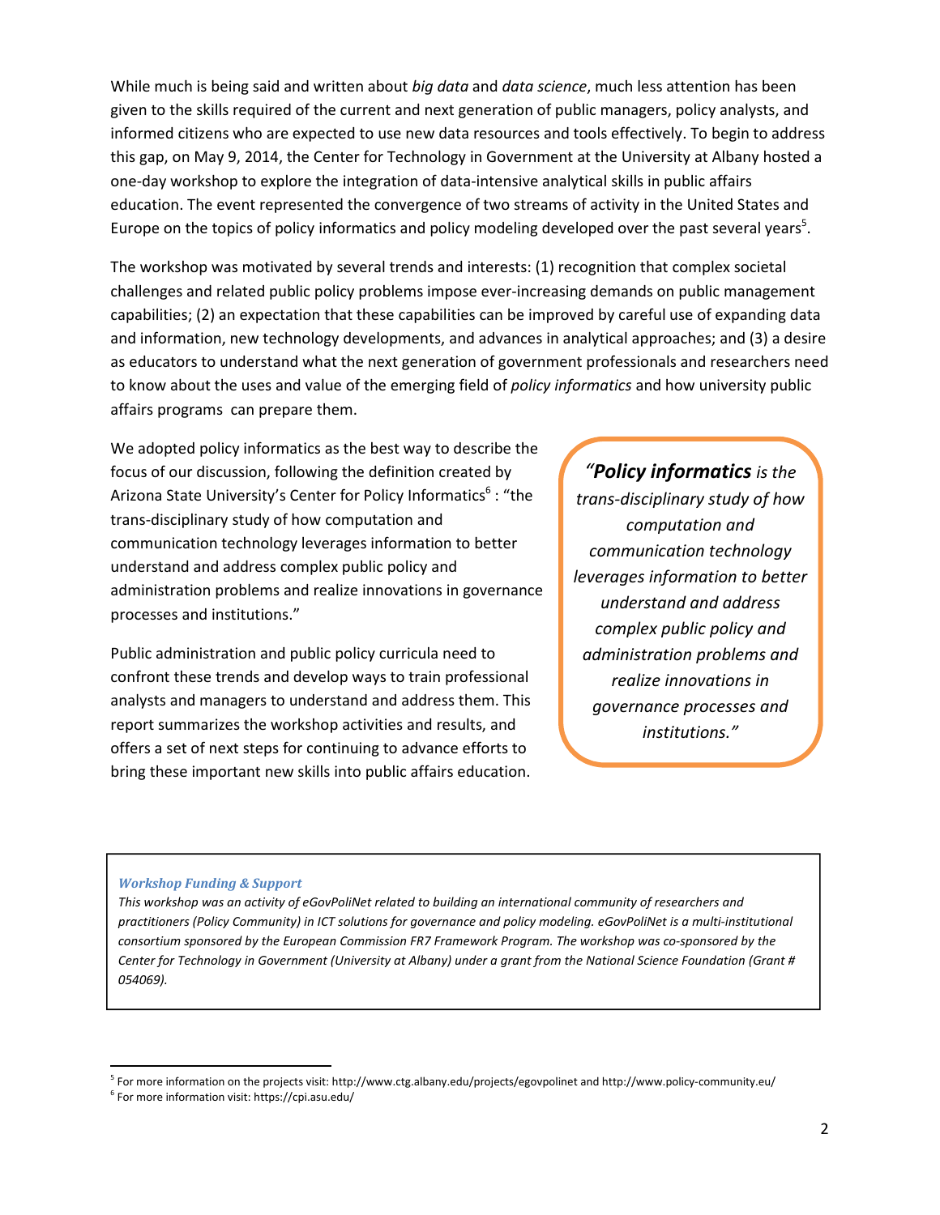While much is being said and written about *big data* and *data science*, much less attention has been given to the skills required of the current and next generation of public managers, policy analysts, and informed citizens who are expected to use new data resources and tools effectively. To begin to address this gap, on May 9, 2014, the Center for Technology in Government at the University at Albany hosted a one-day workshop to explore the integration of data-intensive analytical skills in public affairs education. The event represented the convergence of two streams of activity in the United States and Europe on the topics of policy informatics and policy modeling developed over the past several years[5].

The workshop was motivated by several trends and interests: (1) recognition that complex societal challenges and related public policy problems impose ever-increasing demands on public management capabilities; (2) an expectation that these capabilities can be improved by careful use of expanding data and information, new technology developments, and advances in analytical approaches; and (3) a desire as educators to understand what the next generation of government professionals and researchers need to know about the uses and value of the emerging field of *policy informatics* and how university public affairs programs can prepare them.

We adopted policy informatics as the best way to describe the focus of our discussion, following the definition created by Arizona State University's Center for Policy Informatics[6] : "the trans-disciplinary study of how computation and communication technology leverages information to better understand and address complex public policy and administration problems and realize innovations in governance processes and institutions."

Public administration and public policy curricula need to confront these trends and develop ways to train professional analysts and managers to understand and address them. This report summarizes the workshop activities and results, and offers a set of next steps for continuing to advance efforts to bring these important new skills into public affairs education.

> *"**Policy informatics** is the trans-disciplinary study of how computation and communication technology leverages information to better understand and address complex public policy and administration problems and realize innovations in governance processes and institutions."*

***Workshop Funding & Support***

*This workshop was an activity of eGovPoliNet related to building an international community of researchers and practitioners (Policy Community) in ICT solutions for governance and policy modeling. eGovPoliNet is a multi-institutional consortium sponsored by the European Commission FR7 Framework Program. The workshop was co-sponsored by the Center for Technology in Government (University at Albany) under a grant from the National Science Foundation (Grant # 054069).*

---

[5] For more information on the projects visit: http://www.ctg.albany.edu/projects/egovpolinet and http://www.policy-community.eu/

[6] For more information visit: https://cpi.asu.edu/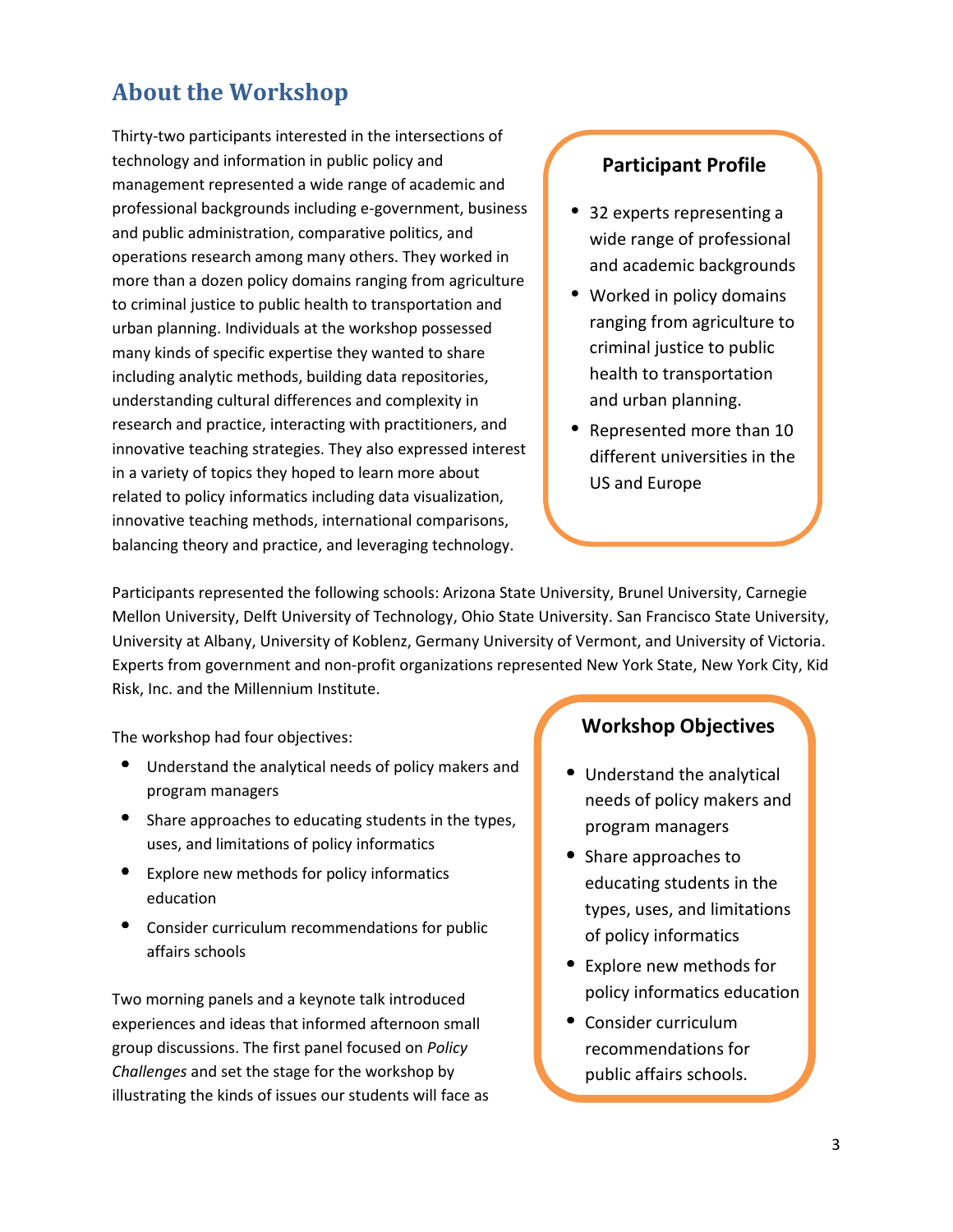## About the Workshop

Thirty-two participants interested in the intersections of technology and information in public policy and management represented a wide range of academic and professional backgrounds including e-government, business and public administration, comparative politics, and operations research among many others. They worked in more than a dozen policy domains ranging from agriculture to criminal justice to public health to transportation and urban planning. Individuals at the workshop possessed many kinds of specific expertise they wanted to share including analytic methods, building data repositories, understanding cultural differences and complexity in research and practice, interacting with practitioners, and innovative teaching strategies. They also expressed interest in a variety of topics they hoped to learn more about related to policy informatics including data visualization, innovative teaching methods, international comparisons, balancing theory and practice, and leveraging technology.

**Participant Profile**

- 32 experts representing a wide range of professional and academic backgrounds
- Worked in policy domains ranging from agriculture to criminal justice to public health to transportation and urban planning.
- Represented more than 10 different universities in the US and Europe

Participants represented the following schools: Arizona State University, Brunel University, Carnegie Mellon University, Delft University of Technology, Ohio State University. San Francisco State University, University at Albany, University of Koblenz, Germany University of Vermont, and University of Victoria. Experts from government and non-profit organizations represented New York State, New York City, Kid Risk, Inc. and the Millennium Institute.

The workshop had four objectives:

- Understand the analytical needs of policy makers and program managers
- Share approaches to educating students in the types, uses, and limitations of policy informatics
- Explore new methods for policy informatics education
- Consider curriculum recommendations for public affairs schools

**Workshop Objectives**

- Understand the analytical needs of policy makers and program managers
- Share approaches to educating students in the types, uses, and limitations of policy informatics
- Explore new methods for policy informatics education
- Consider curriculum recommendations for public affairs schools.

Two morning panels and a keynote talk introduced experiences and ideas that informed afternoon small group discussions. The first panel focused on *Policy Challenges* and set the stage for the workshop by illustrating the kinds of issues our students will face as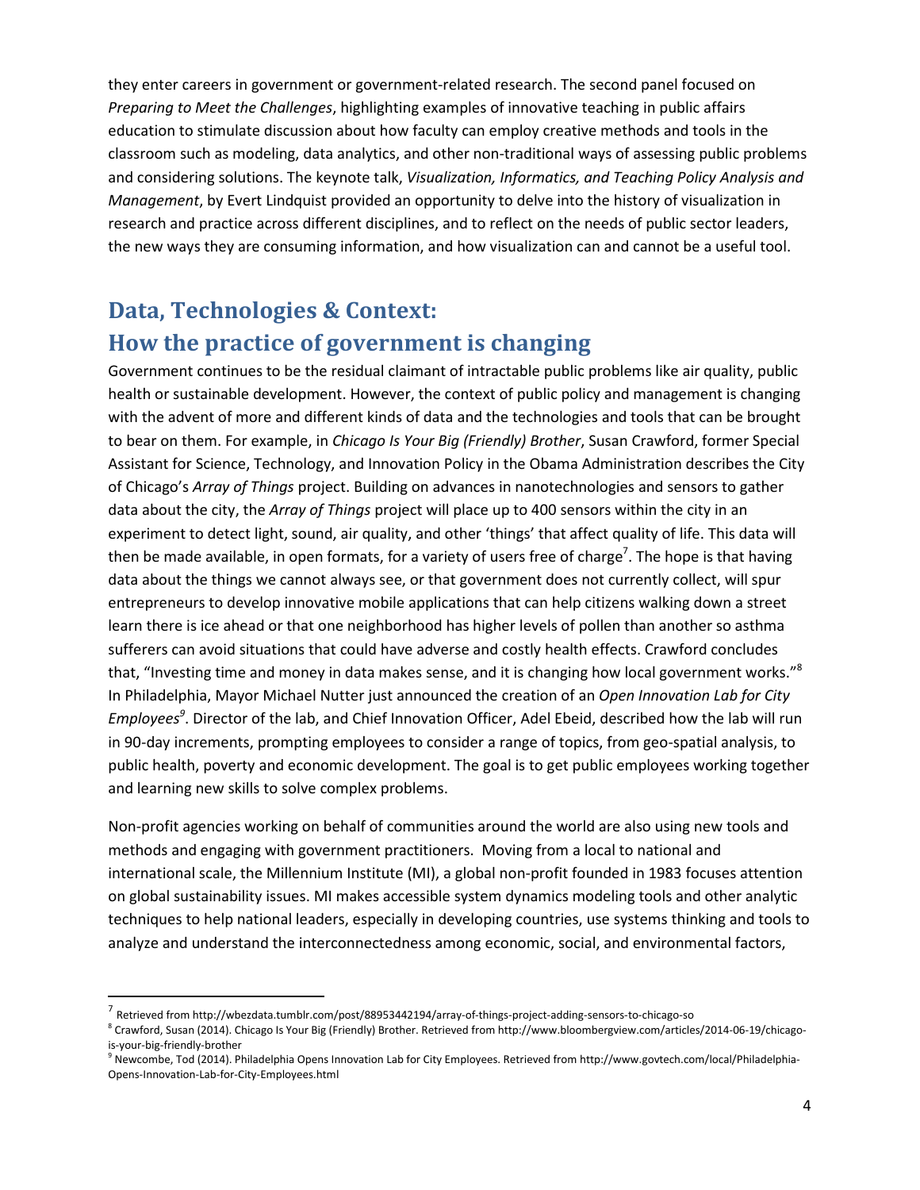they enter careers in government or government-related research. The second panel focused on *Preparing to Meet the Challenges*, highlighting examples of innovative teaching in public affairs education to stimulate discussion about how faculty can employ creative methods and tools in the classroom such as modeling, data analytics, and other non-traditional ways of assessing public problems and considering solutions. The keynote talk, *Visualization, Informatics, and Teaching Policy Analysis and Management*, by Evert Lindquist provided an opportunity to delve into the history of visualization in research and practice across different disciplines, and to reflect on the needs of public sector leaders, the new ways they are consuming information, and how visualization can and cannot be a useful tool.

## Data, Technologies & Context: How the practice of government is changing

Government continues to be the residual claimant of intractable public problems like air quality, public health or sustainable development. However, the context of public policy and management is changing with the advent of more and different kinds of data and the technologies and tools that can be brought to bear on them. For example, in *Chicago Is Your Big (Friendly) Brother*, Susan Crawford, former Special Assistant for Science, Technology, and Innovation Policy in the Obama Administration describes the City of Chicago's *Array of Things* project. Building on advances in nanotechnologies and sensors to gather data about the city, the *Array of Things* project will place up to 400 sensors within the city in an experiment to detect light, sound, air quality, and other 'things' that affect quality of life. This data will then be made available, in open formats, for a variety of users free of charge[7]. The hope is that having data about the things we cannot always see, or that government does not currently collect, will spur entrepreneurs to develop innovative mobile applications that can help citizens walking down a street learn there is ice ahead or that one neighborhood has higher levels of pollen than another so asthma sufferers can avoid situations that could have adverse and costly health effects. Crawford concludes that, "Investing time and money in data makes sense, and it is changing how local government works."[8] In Philadelphia, Mayor Michael Nutter just announced the creation of an *Open Innovation Lab for City Employees*[9]. Director of the lab, and Chief Innovation Officer, Adel Ebeid, described how the lab will run in 90-day increments, prompting employees to consider a range of topics, from geo-spatial analysis, to public health, poverty and economic development. The goal is to get public employees working together and learning new skills to solve complex problems.

Non-profit agencies working on behalf of communities around the world are also using new tools and methods and engaging with government practitioners. Moving from a local to national and international scale, the Millennium Institute (MI), a global non-profit founded in 1983 focuses attention on global sustainability issues. MI makes accessible system dynamics modeling tools and other analytic techniques to help national leaders, especially in developing countries, use systems thinking and tools to analyze and understand the interconnectedness among economic, social, and environmental factors,

---

[7] Retrieved from http://wbezdata.tumblr.com/post/88953442194/array-of-things-project-adding-sensors-to-chicago-so

[8] Crawford, Susan (2014). Chicago Is Your Big (Friendly) Brother. Retrieved from http://www.bloombergview.com/articles/2014-06-19/chicago-is-your-big-friendly-brother

[9] Newcombe, Tod (2014). Philadelphia Opens Innovation Lab for City Employees. Retrieved from http://www.govtech.com/local/Philadelphia-Opens-Innovation-Lab-for-City-Employees.html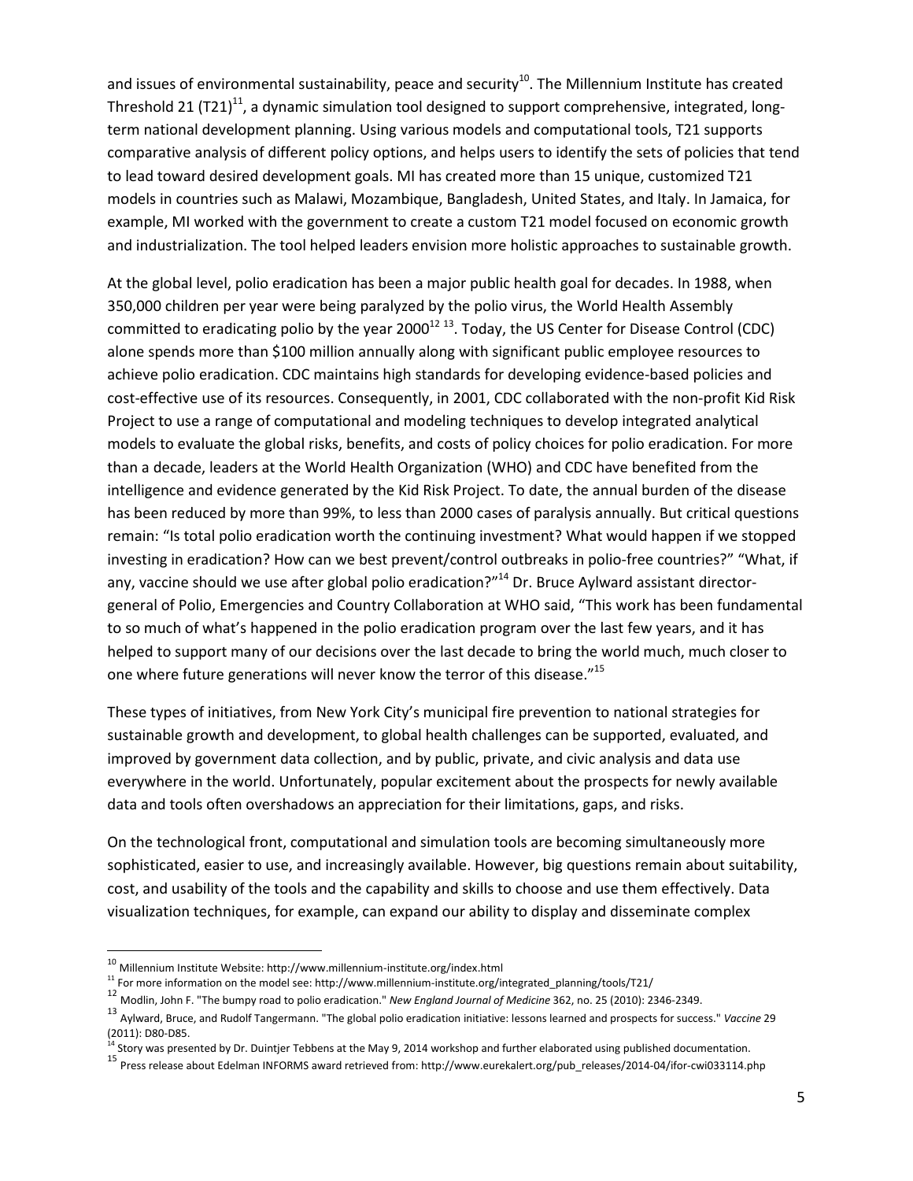and issues of environmental sustainability, peace and security[10]. The Millennium Institute has created Threshold 21 (T21)[11], a dynamic simulation tool designed to support comprehensive, integrated, long-term national development planning. Using various models and computational tools, T21 supports comparative analysis of different policy options, and helps users to identify the sets of policies that tend to lead toward desired development goals. MI has created more than 15 unique, customized T21 models in countries such as Malawi, Mozambique, Bangladesh, United States, and Italy. In Jamaica, for example, MI worked with the government to create a custom T21 model focused on economic growth and industrialization. The tool helped leaders envision more holistic approaches to sustainable growth.

At the global level, polio eradication has been a major public health goal for decades. In 1988, when 350,000 children per year were being paralyzed by the polio virus, the World Health Assembly committed to eradicating polio by the year 2000[12] [13]. Today, the US Center for Disease Control (CDC) alone spends more than $100 million annually along with significant public employee resources to achieve polio eradication. CDC maintains high standards for developing evidence-based policies and cost-effective use of its resources. Consequently, in 2001, CDC collaborated with the non-profit Kid Risk Project to use a range of computational and modeling techniques to develop integrated analytical models to evaluate the global risks, benefits, and costs of policy choices for polio eradication. For more than a decade, leaders at the World Health Organization (WHO) and CDC have benefited from the intelligence and evidence generated by the Kid Risk Project. To date, the annual burden of the disease has been reduced by more than 99%, to less than 2000 cases of paralysis annually. But critical questions remain: "Is total polio eradication worth the continuing investment? What would happen if we stopped investing in eradication? How can we best prevent/control outbreaks in polio-free countries?" "What, if any, vaccine should we use after global polio eradication?"[14] Dr. Bruce Aylward assistant director-general of Polio, Emergencies and Country Collaboration at WHO said, "This work has been fundamental to so much of what's happened in the polio eradication program over the last few years, and it has helped to support many of our decisions over the last decade to bring the world much, much closer to one where future generations will never know the terror of this disease."[15]

These types of initiatives, from New York City's municipal fire prevention to national strategies for sustainable growth and development, to global health challenges can be supported, evaluated, and improved by government data collection, and by public, private, and civic analysis and data use everywhere in the world. Unfortunately, popular excitement about the prospects for newly available data and tools often overshadows an appreciation for their limitations, gaps, and risks.

On the technological front, computational and simulation tools are becoming simultaneously more sophisticated, easier to use, and increasingly available. However, big questions remain about suitability, cost, and usability of the tools and the capability and skills to choose and use them effectively. Data visualization techniques, for example, can expand our ability to display and disseminate complex

---

[10] Millennium Institute Website: http://www.millennium-institute.org/index.html

[11] For more information on the model see: http://www.millennium-institute.org/integrated_planning/tools/T21/

[12] Modlin, John F. "The bumpy road to polio eradication." *New England Journal of Medicine* 362, no. 25 (2010): 2346-2349.

[13] Aylward, Bruce, and Rudolf Tangermann. "The global polio eradication initiative: lessons learned and prospects for success." *Vaccine* 29 (2011): D80-D85.

[14] Story was presented by Dr. Duintjer Tebbens at the May 9, 2014 workshop and further elaborated using published documentation.

[15] Press release about Edelman INFORMS award retrieved from: http://www.eurekalert.org/pub_releases/2014-04/ifor-cwi033114.php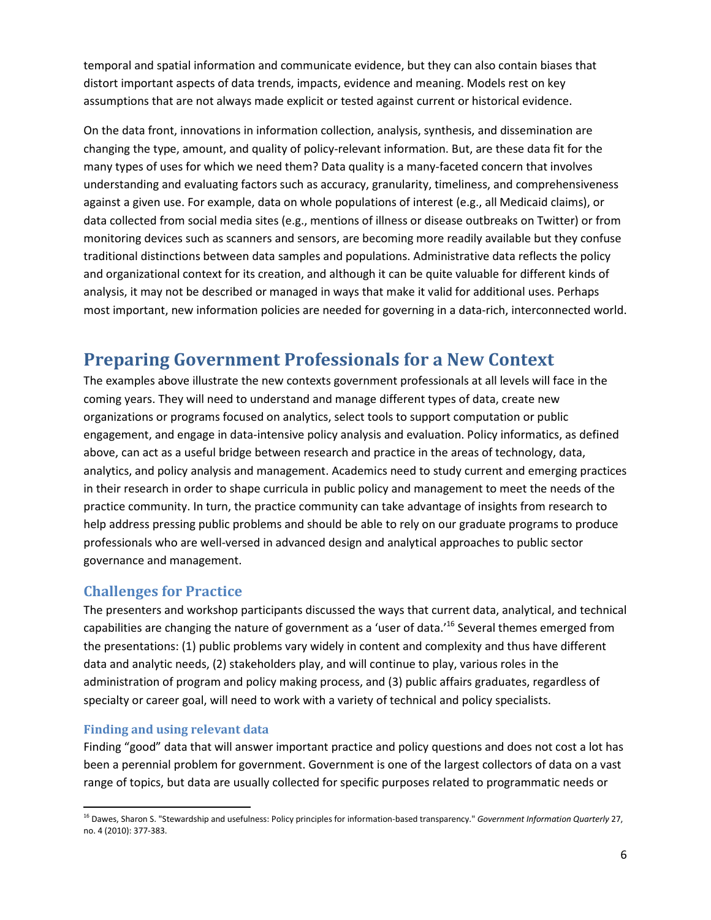temporal and spatial information and communicate evidence, but they can also contain biases that distort important aspects of data trends, impacts, evidence and meaning. Models rest on key assumptions that are not always made explicit or tested against current or historical evidence.

On the data front, innovations in information collection, analysis, synthesis, and dissemination are changing the type, amount, and quality of policy-relevant information. But, are these data fit for the many types of uses for which we need them? Data quality is a many-faceted concern that involves understanding and evaluating factors such as accuracy, granularity, timeliness, and comprehensiveness against a given use. For example, data on whole populations of interest (e.g., all Medicaid claims), or data collected from social media sites (e.g., mentions of illness or disease outbreaks on Twitter) or from monitoring devices such as scanners and sensors, are becoming more readily available but they confuse traditional distinctions between data samples and populations. Administrative data reflects the policy and organizational context for its creation, and although it can be quite valuable for different kinds of analysis, it may not be described or managed in ways that make it valid for additional uses. Perhaps most important, new information policies are needed for governing in a data-rich, interconnected world.

# Preparing Government Professionals for a New Context

The examples above illustrate the new contexts government professionals at all levels will face in the coming years. They will need to understand and manage different types of data, create new organizations or programs focused on analytics, select tools to support computation or public engagement, and engage in data-intensive policy analysis and evaluation. Policy informatics, as defined above, can act as a useful bridge between research and practice in the areas of technology, data, analytics, and policy analysis and management. Academics need to study current and emerging practices in their research in order to shape curricula in public policy and management to meet the needs of the practice community. In turn, the practice community can take advantage of insights from research to help address pressing public problems and should be able to rely on our graduate programs to produce professionals who are well-versed in advanced design and analytical approaches to public sector governance and management.

## Challenges for Practice

The presenters and workshop participants discussed the ways that current data, analytical, and technical capabilities are changing the nature of government as a 'user of data.'[16] Several themes emerged from the presentations: (1) public problems vary widely in content and complexity and thus have different data and analytic needs, (2) stakeholders play, and will continue to play, various roles in the administration of program and policy making process, and (3) public affairs graduates, regardless of specialty or career goal, will need to work with a variety of technical and policy specialists.

### Finding and using relevant data

Finding "good" data that will answer important practice and policy questions and does not cost a lot has been a perennial problem for government. Government is one of the largest collectors of data on a vast range of topics, but data are usually collected for specific purposes related to programmatic needs or

[16] Dawes, Sharon S. "Stewardship and usefulness: Policy principles for information-based transparency." *Government Information Quarterly* 27, no. 4 (2010): 377-383.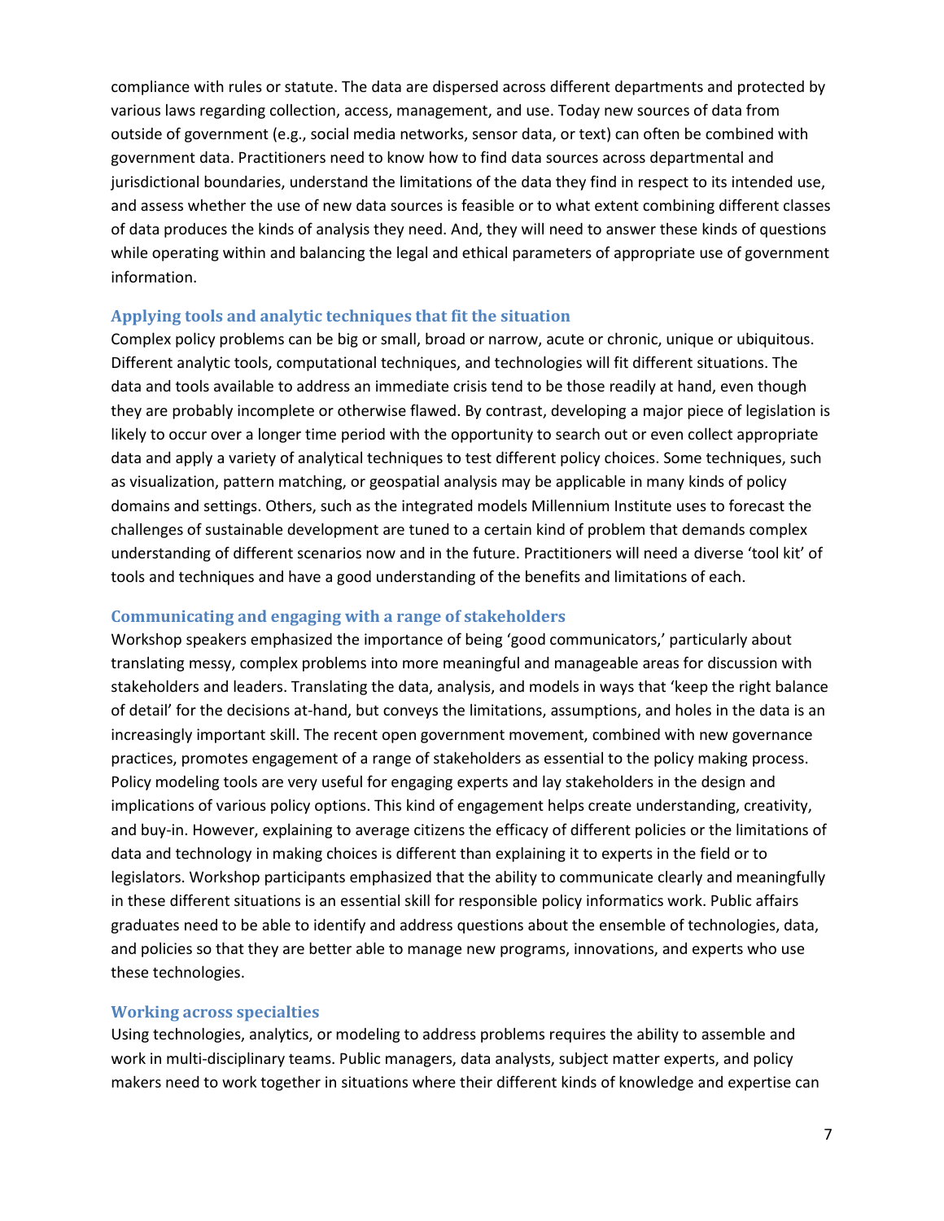compliance with rules or statute. The data are dispersed across different departments and protected by various laws regarding collection, access, management, and use. Today new sources of data from outside of government (e.g., social media networks, sensor data, or text) can often be combined with government data. Practitioners need to know how to find data sources across departmental and jurisdictional boundaries, understand the limitations of the data they find in respect to its intended use, and assess whether the use of new data sources is feasible or to what extent combining different classes of data produces the kinds of analysis they need. And, they will need to answer these kinds of questions while operating within and balancing the legal and ethical parameters of appropriate use of government information.

### Applying tools and analytic techniques that fit the situation

Complex policy problems can be big or small, broad or narrow, acute or chronic, unique or ubiquitous. Different analytic tools, computational techniques, and technologies will fit different situations. The data and tools available to address an immediate crisis tend to be those readily at hand, even though they are probably incomplete or otherwise flawed. By contrast, developing a major piece of legislation is likely to occur over a longer time period with the opportunity to search out or even collect appropriate data and apply a variety of analytical techniques to test different policy choices. Some techniques, such as visualization, pattern matching, or geospatial analysis may be applicable in many kinds of policy domains and settings. Others, such as the integrated models Millennium Institute uses to forecast the challenges of sustainable development are tuned to a certain kind of problem that demands complex understanding of different scenarios now and in the future. Practitioners will need a diverse 'tool kit' of tools and techniques and have a good understanding of the benefits and limitations of each.

### Communicating and engaging with a range of stakeholders

Workshop speakers emphasized the importance of being 'good communicators,' particularly about translating messy, complex problems into more meaningful and manageable areas for discussion with stakeholders and leaders. Translating the data, analysis, and models in ways that 'keep the right balance of detail' for the decisions at-hand, but conveys the limitations, assumptions, and holes in the data is an increasingly important skill. The recent open government movement, combined with new governance practices, promotes engagement of a range of stakeholders as essential to the policy making process. Policy modeling tools are very useful for engaging experts and lay stakeholders in the design and implications of various policy options. This kind of engagement helps create understanding, creativity, and buy-in. However, explaining to average citizens the efficacy of different policies or the limitations of data and technology in making choices is different than explaining it to experts in the field or to legislators. Workshop participants emphasized that the ability to communicate clearly and meaningfully in these different situations is an essential skill for responsible policy informatics work. Public affairs graduates need to be able to identify and address questions about the ensemble of technologies, data, and policies so that they are better able to manage new programs, innovations, and experts who use these technologies.

### Working across specialties

Using technologies, analytics, or modeling to address problems requires the ability to assemble and work in multi-disciplinary teams. Public managers, data analysts, subject matter experts, and policy makers need to work together in situations where their different kinds of knowledge and expertise can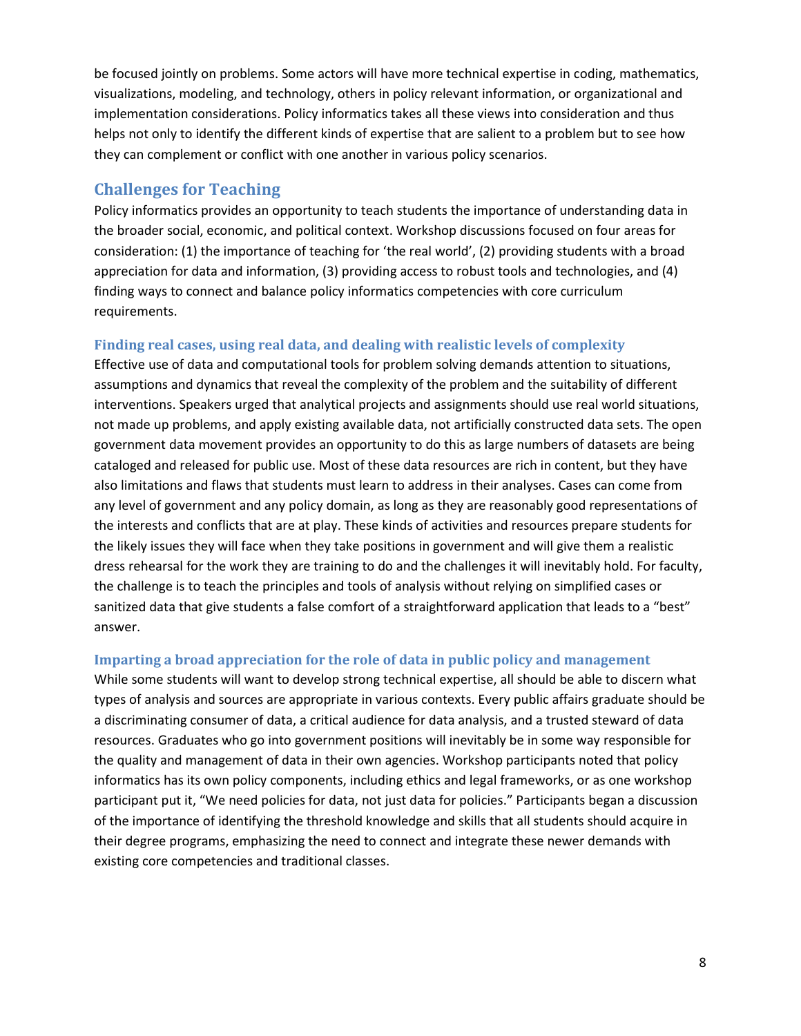be focused jointly on problems. Some actors will have more technical expertise in coding, mathematics, visualizations, modeling, and technology, others in policy relevant information, or organizational and implementation considerations. Policy informatics takes all these views into consideration and thus helps not only to identify the different kinds of expertise that are salient to a problem but to see how they can complement or conflict with one another in various policy scenarios.

## Challenges for Teaching

Policy informatics provides an opportunity to teach students the importance of understanding data in the broader social, economic, and political context. Workshop discussions focused on four areas for consideration: (1) the importance of teaching for 'the real world', (2) providing students with a broad appreciation for data and information, (3) providing access to robust tools and technologies, and (4) finding ways to connect and balance policy informatics competencies with core curriculum requirements.

### Finding real cases, using real data, and dealing with realistic levels of complexity

Effective use of data and computational tools for problem solving demands attention to situations, assumptions and dynamics that reveal the complexity of the problem and the suitability of different interventions. Speakers urged that analytical projects and assignments should use real world situations, not made up problems, and apply existing available data, not artificially constructed data sets. The open government data movement provides an opportunity to do this as large numbers of datasets are being cataloged and released for public use. Most of these data resources are rich in content, but they have also limitations and flaws that students must learn to address in their analyses. Cases can come from any level of government and any policy domain, as long as they are reasonably good representations of the interests and conflicts that are at play. These kinds of activities and resources prepare students for the likely issues they will face when they take positions in government and will give them a realistic dress rehearsal for the work they are training to do and the challenges it will inevitably hold. For faculty, the challenge is to teach the principles and tools of analysis without relying on simplified cases or sanitized data that give students a false comfort of a straightforward application that leads to a "best" answer.

### Imparting a broad appreciation for the role of data in public policy and management

While some students will want to develop strong technical expertise, all should be able to discern what types of analysis and sources are appropriate in various contexts. Every public affairs graduate should be a discriminating consumer of data, a critical audience for data analysis, and a trusted steward of data resources. Graduates who go into government positions will inevitably be in some way responsible for the quality and management of data in their own agencies. Workshop participants noted that policy informatics has its own policy components, including ethics and legal frameworks, or as one workshop participant put it, "We need policies for data, not just data for policies." Participants began a discussion of the importance of identifying the threshold knowledge and skills that all students should acquire in their degree programs, emphasizing the need to connect and integrate these newer demands with existing core competencies and traditional classes.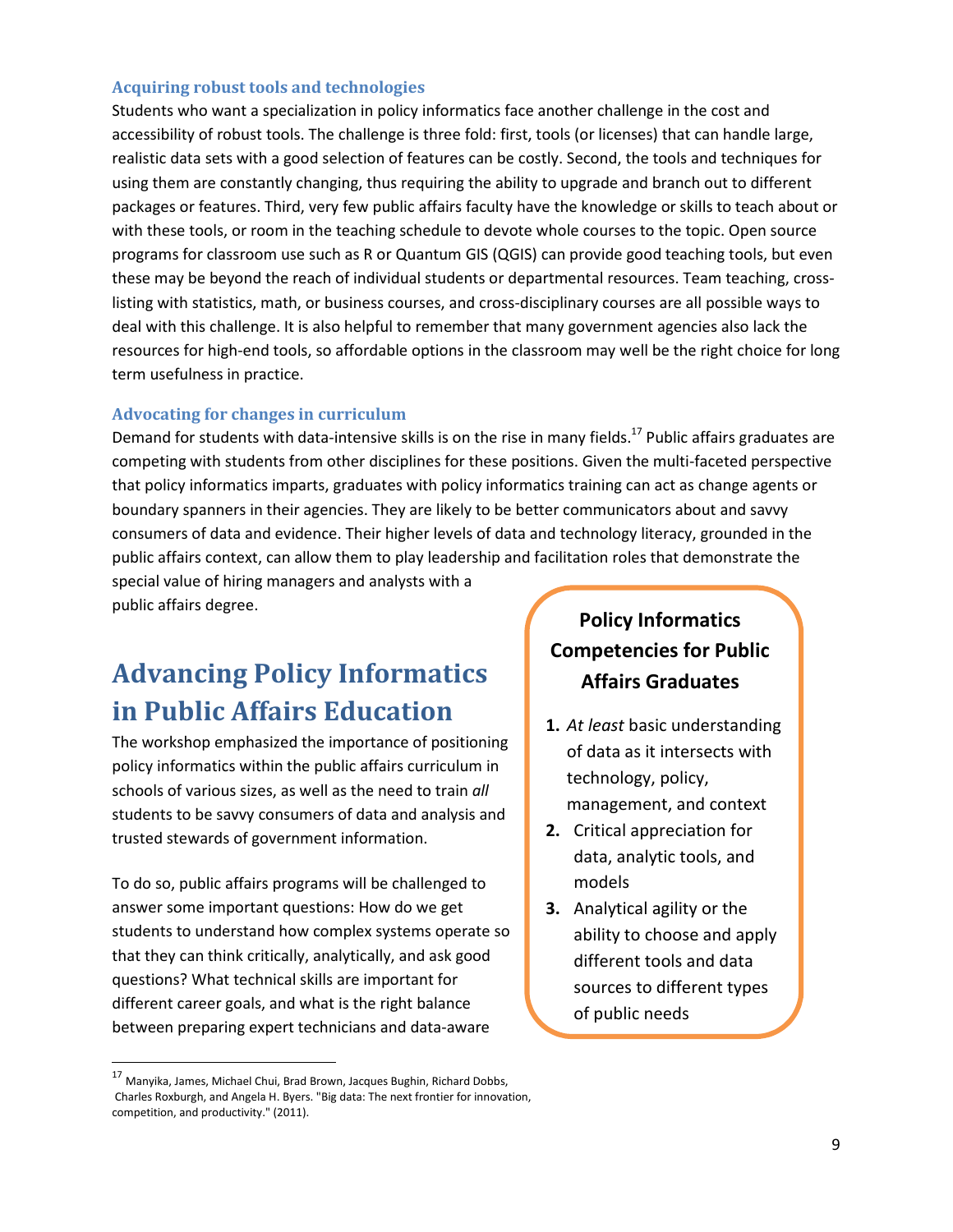### Acquiring robust tools and technologies

Students who want a specialization in policy informatics face another challenge in the cost and accessibility of robust tools. The challenge is three fold: first, tools (or licenses) that can handle large, realistic data sets with a good selection of features can be costly. Second, the tools and techniques for using them are constantly changing, thus requiring the ability to upgrade and branch out to different packages or features. Third, very few public affairs faculty have the knowledge or skills to teach about or with these tools, or room in the teaching schedule to devote whole courses to the topic. Open source programs for classroom use such as R or Quantum GIS (QGIS) can provide good teaching tools, but even these may be beyond the reach of individual students or departmental resources. Team teaching, cross-listing with statistics, math, or business courses, and cross-disciplinary courses are all possible ways to deal with this challenge. It is also helpful to remember that many government agencies also lack the resources for high-end tools, so affordable options in the classroom may well be the right choice for long term usefulness in practice.

### Advocating for changes in curriculum

Demand for students with data-intensive skills is on the rise in many fields.[17] Public affairs graduates are competing with students from other disciplines for these positions. Given the multi-faceted perspective that policy informatics imparts, graduates with policy informatics training can act as change agents or boundary spanners in their agencies. They are likely to be better communicators about and savvy consumers of data and evidence. Their higher levels of data and technology literacy, grounded in the public affairs context, can allow them to play leadership and facilitation roles that demonstrate the special value of hiring managers and analysts with a public affairs degree.

## Advancing Policy Informatics in Public Affairs Education

The workshop emphasized the importance of positioning policy informatics within the public affairs curriculum in schools of various sizes, as well as the need to train *all* students to be savvy consumers of data and analysis and trusted stewards of government information.

To do so, public affairs programs will be challenged to answer some important questions: How do we get students to understand how complex systems operate so that they can think critically, analytically, and ask good questions? What technical skills are important for different career goals, and what is the right balance between preparing expert technicians and data-aware

**Policy Informatics Competencies for Public Affairs Graduates**

1. *At least* basic understanding of data as it intersects with technology, policy, management, and context
2. Critical appreciation for data, analytic tools, and models
3. Analytical agility or the ability to choose and apply different tools and data sources to different types of public needs

[17] Manyika, James, Michael Chui, Brad Brown, Jacques Bughin, Richard Dobbs, Charles Roxburgh, and Angela H. Byers. "Big data: The next frontier for innovation, competition, and productivity." (2011).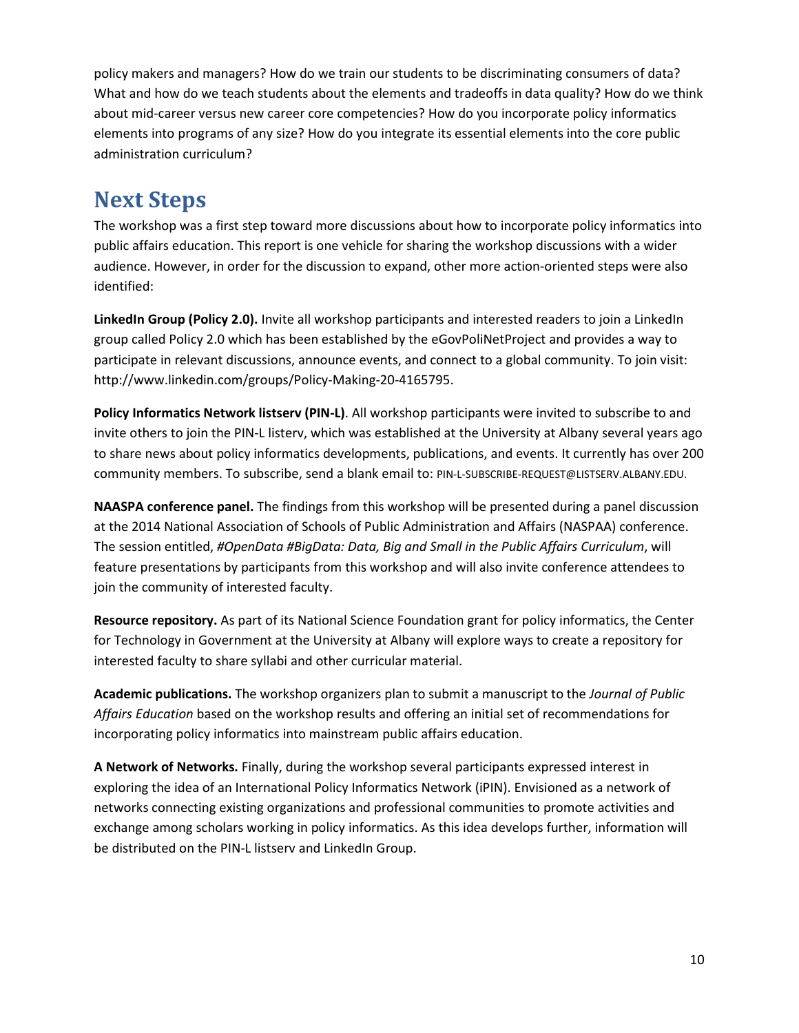policy makers and managers? How do we train our students to be discriminating consumers of data? What and how do we teach students about the elements and tradeoffs in data quality? How do we think about mid-career versus new career core competencies? How do you incorporate policy informatics elements into programs of any size? How do you integrate its essential elements into the core public administration curriculum?

# Next Steps

The workshop was a first step toward more discussions about how to incorporate policy informatics into public affairs education. This report is one vehicle for sharing the workshop discussions with a wider audience. However, in order for the discussion to expand, other more action-oriented steps were also identified:

**LinkedIn Group (Policy 2.0).** Invite all workshop participants and interested readers to join a LinkedIn group called Policy 2.0 which has been established by the eGovPoliNetProject and provides a way to participate in relevant discussions, announce events, and connect to a global community. To join visit: http://www.linkedin.com/groups/Policy-Making-20-4165795.

**Policy Informatics Network listserv (PIN-L)**. All workshop participants were invited to subscribe to and invite others to join the PIN-L listerv, which was established at the University at Albany several years ago to share news about policy informatics developments, publications, and events. It currently has over 200 community members. To subscribe, send a blank email to: PIN-L-SUBSCRIBE-REQUEST@LISTSERV.ALBANY.EDU.

**NAASPA conference panel.** The findings from this workshop will be presented during a panel discussion at the 2014 National Association of Schools of Public Administration and Affairs (NASPAA) conference. The session entitled, *#OpenData #BigData: Data, Big and Small in the Public Affairs Curriculum*, will feature presentations by participants from this workshop and will also invite conference attendees to join the community of interested faculty.

**Resource repository.** As part of its National Science Foundation grant for policy informatics, the Center for Technology in Government at the University at Albany will explore ways to create a repository for interested faculty to share syllabi and other curricular material.

**Academic publications.** The workshop organizers plan to submit a manuscript to the *Journal of Public Affairs Education* based on the workshop results and offering an initial set of recommendations for incorporating policy informatics into mainstream public affairs education.

**A Network of Networks.** Finally, during the workshop several participants expressed interest in exploring the idea of an International Policy Informatics Network (iPIN). Envisioned as a network of networks connecting existing organizations and professional communities to promote activities and exchange among scholars working in policy informatics. As this idea develops further, information will be distributed on the PIN-L listserv and LinkedIn Group.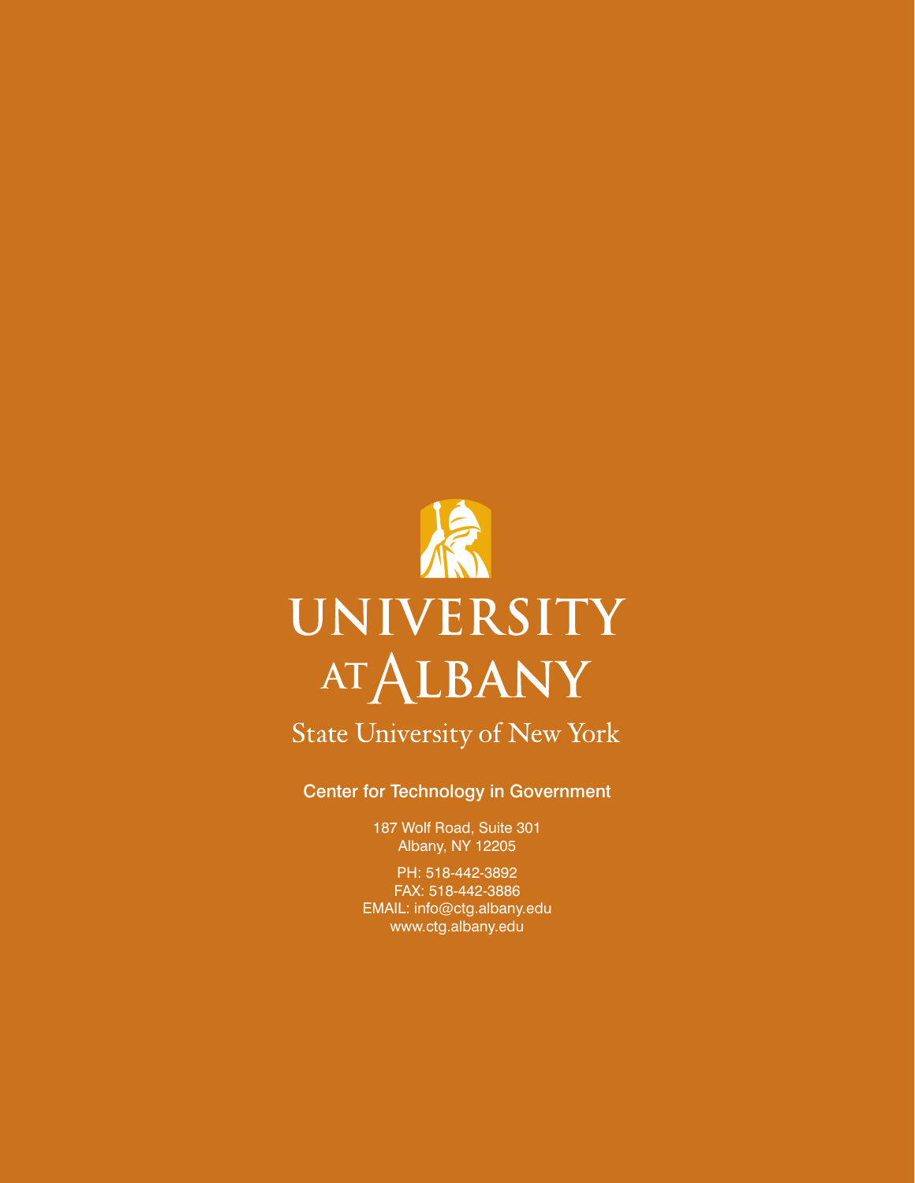UNIVERSITY AT ALBANY

State University of New York

Center for Technology in Government

187 Wolf Road, Suite 301
Albany, NY 12205

PH: 518-442-3892
FAX: 518-442-3886
EMAIL: info@ctg.albany.edu
www.ctg.albany.edu